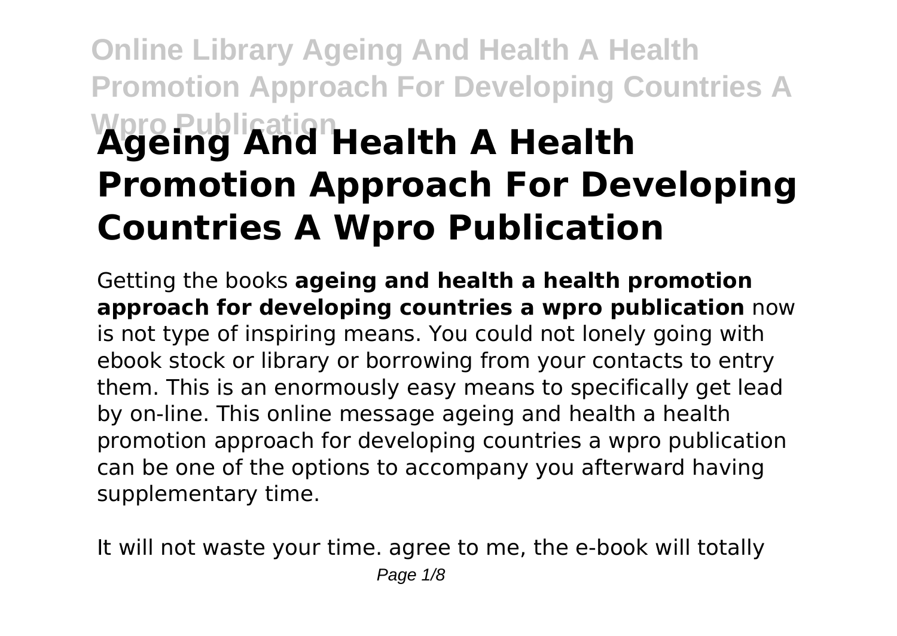# Ageing And Health A Health Promotion Approach For Developing Countries A Wpro Publication

Getting the books **ageing and health a health promotion approach for developing countries a wpro publication** now is not type of inspiring means. You could not lonely going with ebook stock or library or borrowing from your contacts to entry them. This is an enormously easy means to specifically get lead by on-line. This online message ageing and health a health promotion approach for developing countries a wpro publication can be one of the options to accompany you afterward having supplementary time.

It will not waste your time. agree to me, the e-book will totally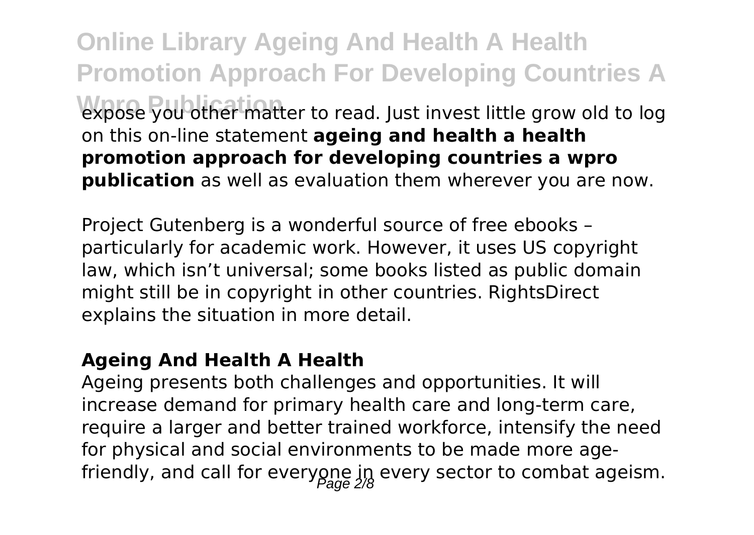expose you other matter to read. Just invest little grow old to log on this on-line statement **ageing and health a health promotion approach for developing countries a wpro publication** as well as evaluation them wherever you are now.

Project Gutenberg is a wonderful source of free ebooks – particularly for academic work. However, it uses US copyright law, which isn't universal; some books listed as public domain might still be in copyright in other countries. RightsDirect explains the situation in more detail.

### Ageing And Health A Health

Ageing presents both challenges and opportunities. It will increase demand for primary health care and long-term care, require a larger and better trained workforce, intensify the need for physical and social environments to be made more age-friendly, and call for everyone in every sector to combat ageism.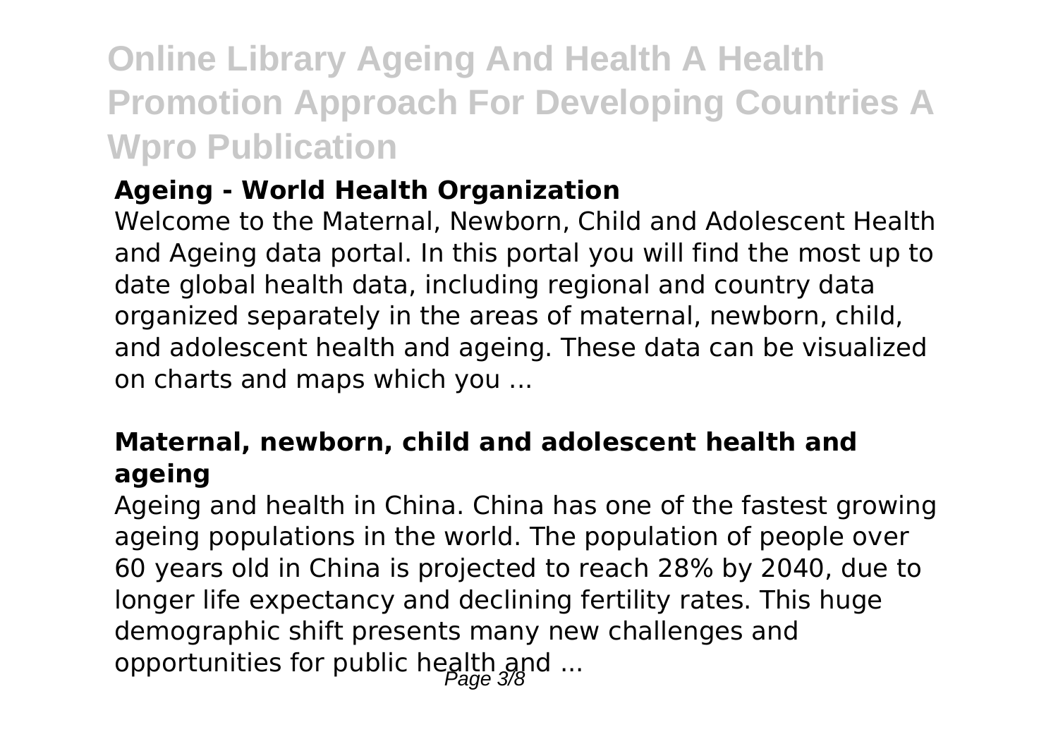### Ageing - World Health Organization

Welcome to the Maternal, Newborn, Child and Adolescent Health and Ageing data portal. In this portal you will find the most up to date global health data, including regional and country data organized separately in the areas of maternal, newborn, child, and adolescent health and ageing. These data can be visualized on charts and maps which you ...

### Maternal, newborn, child and adolescent health and ageing

Ageing and health in China. China has one of the fastest growing ageing populations in the world. The population of people over 60 years old in China is projected to reach 28% by 2040, due to longer life expectancy and declining fertility rates. This huge demographic shift presents many new challenges and opportunities for public health and ...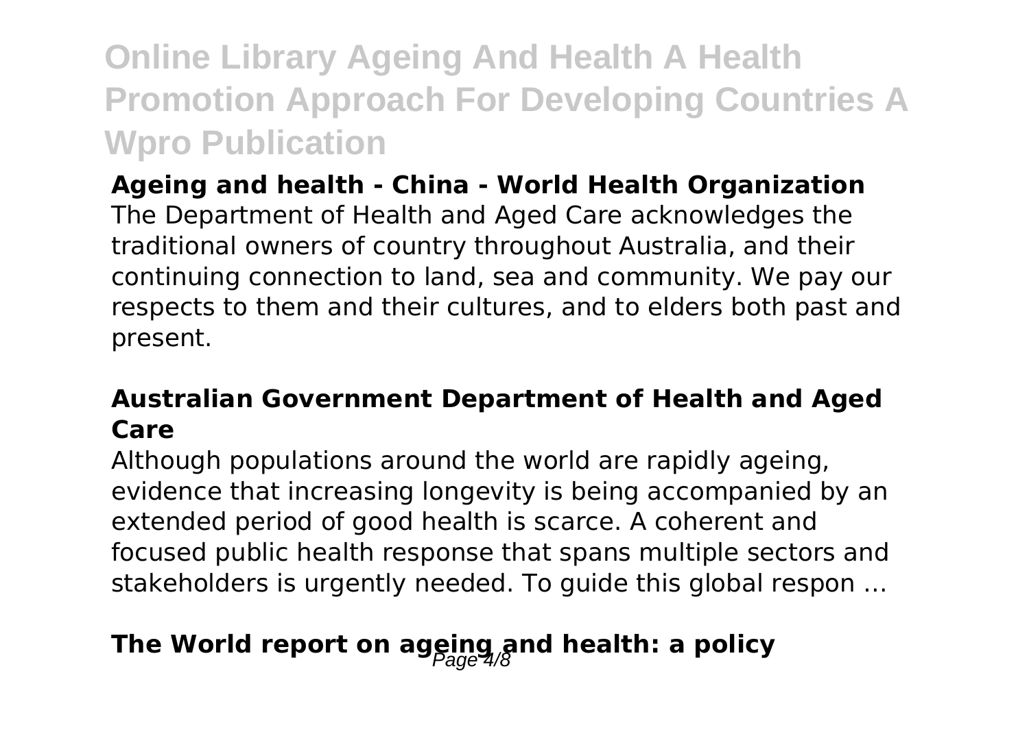**Ageing and health - China - World Health Organization**

The Department of Health and Aged Care acknowledges the traditional owners of country throughout Australia, and their continuing connection to land, sea and community. We pay our respects to them and their cultures, and to elders both past and present.

**Australian Government Department of Health and Aged Care**

Although populations around the world are rapidly ageing, evidence that increasing longevity is being accompanied by an extended period of good health is scarce. A coherent and focused public health response that spans multiple sectors and stakeholders is urgently needed. To guide this global respon ...

**The World report on ageing and health: a policy**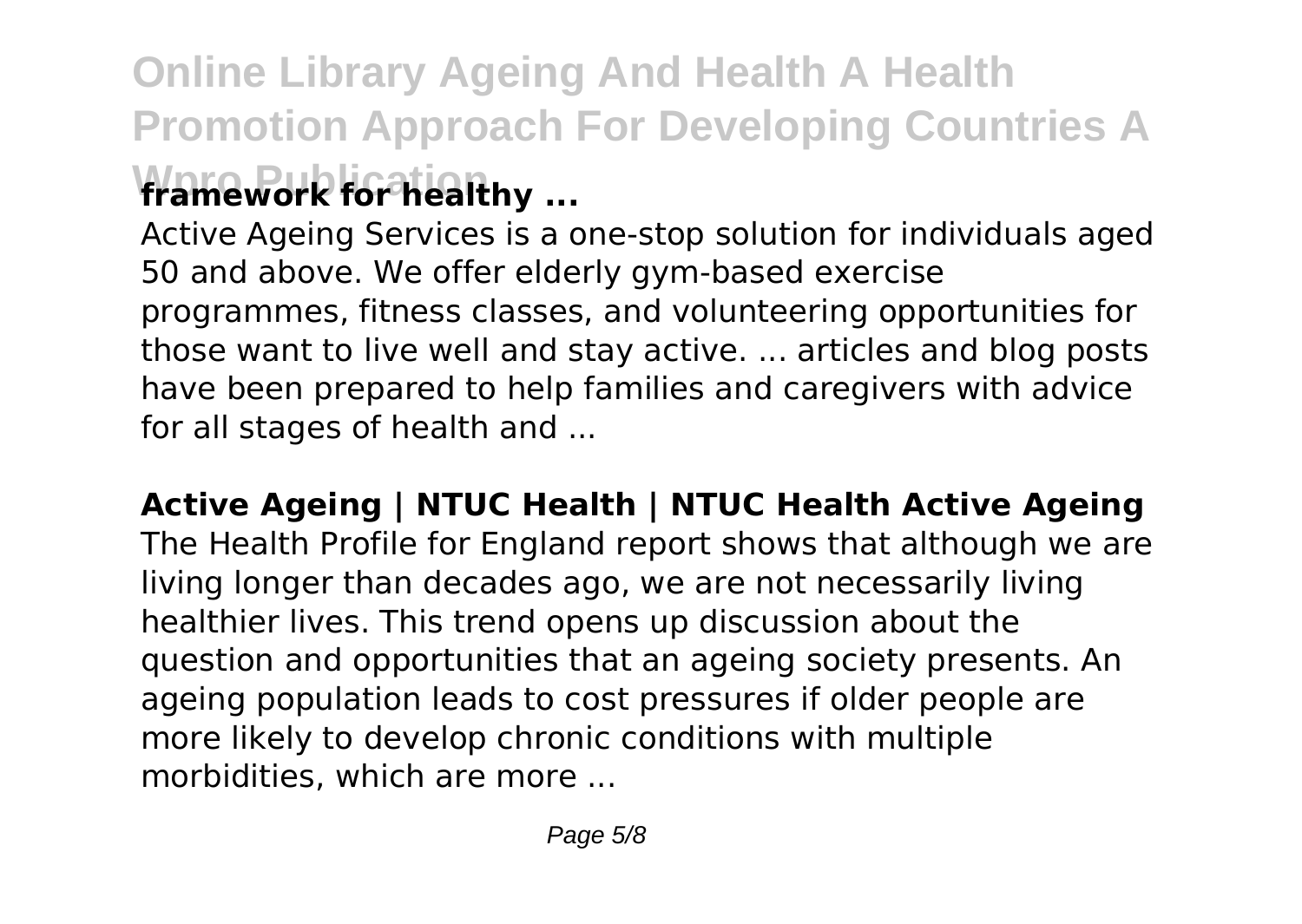**framework for healthy ...**

Active Ageing Services is a one-stop solution for individuals aged 50 and above. We offer elderly gym-based exercise programmes, fitness classes, and volunteering opportunities for those want to live well and stay active. ... articles and blog posts have been prepared to help families and caregivers with advice for all stages of health and ...

**Active Ageing | NTUC Health | NTUC Health Active Ageing**

The Health Profile for England report shows that although we are living longer than decades ago, we are not necessarily living healthier lives. This trend opens up discussion about the question and opportunities that an ageing society presents. An ageing population leads to cost pressures if older people are more likely to develop chronic conditions with multiple morbidities, which are more ...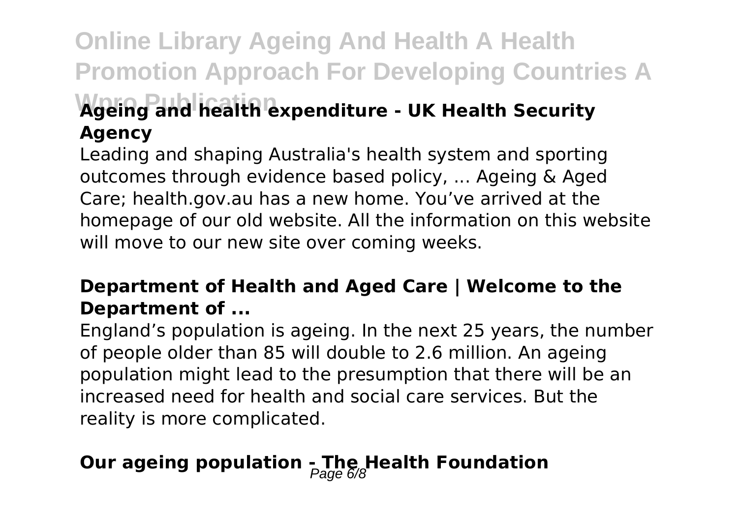### Ageing and health expenditure - UK Health Security Agency

Leading and shaping Australia's health system and sporting outcomes through evidence based policy, ... Ageing & Aged Care; health.gov.au has a new home. You've arrived at the homepage of our old website. All the information on this website will move to our new site over coming weeks.

### Department of Health and Aged Care | Welcome to the Department of ...

England's population is ageing. In the next 25 years, the number of people older than 85 will double to 2.6 million. An ageing population might lead to the presumption that there will be an increased need for health and social care services. But the reality is more complicated.

## Our ageing population - The Health Foundation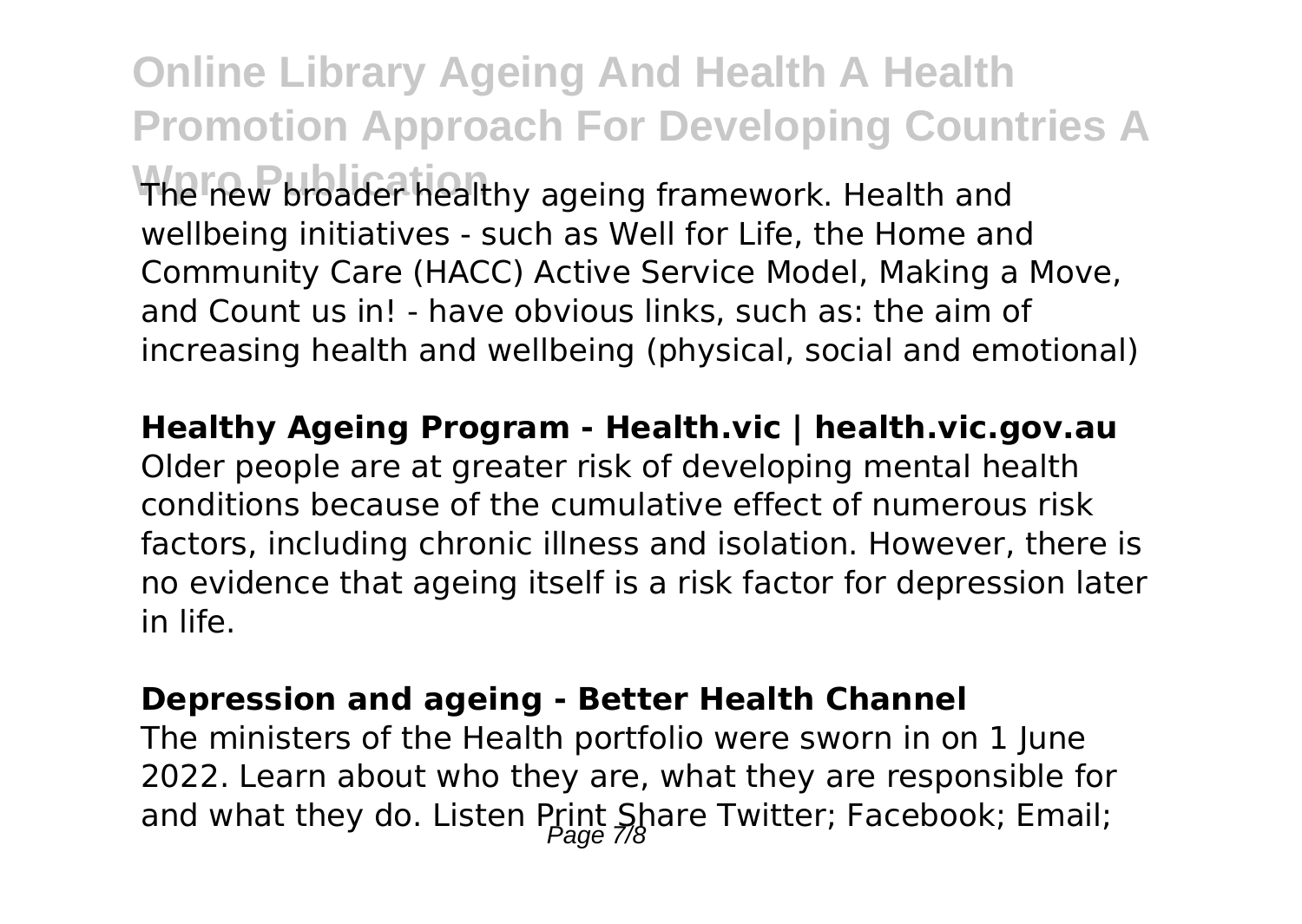The new broader healthy ageing framework. Health and wellbeing initiatives - such as Well for Life, the Home and Community Care (HACC) Active Service Model, Making a Move, and Count us in! - have obvious links, such as: the aim of increasing health and wellbeing (physical, social and emotional)

**Healthy Ageing Program - Health.vic | health.vic.gov.au**

Older people are at greater risk of developing mental health conditions because of the cumulative effect of numerous risk factors, including chronic illness and isolation. However, there is no evidence that ageing itself is a risk factor for depression later in life.

**Depression and ageing - Better Health Channel**

The ministers of the Health portfolio were sworn in on 1 June 2022. Learn about who they are, what they are responsible for and what they do. Listen Print Share Twitter; Facebook; Email;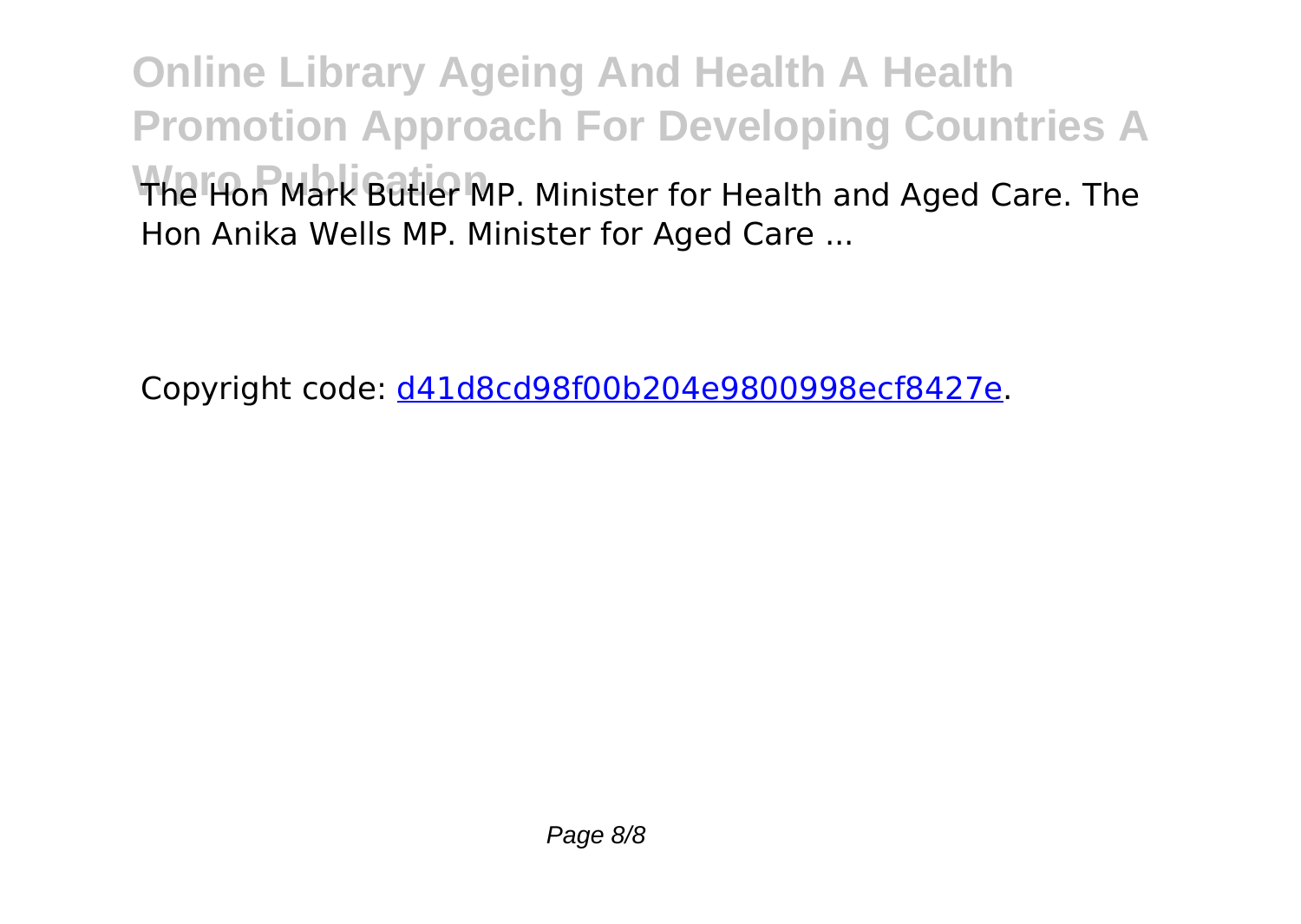The Hon Mark Butler MP. Minister for Health and Aged Care. The Hon Anika Wells MP. Minister for Aged Care ...

Copyright code: d41d8cd98f00b204e9800998ecf8427e.